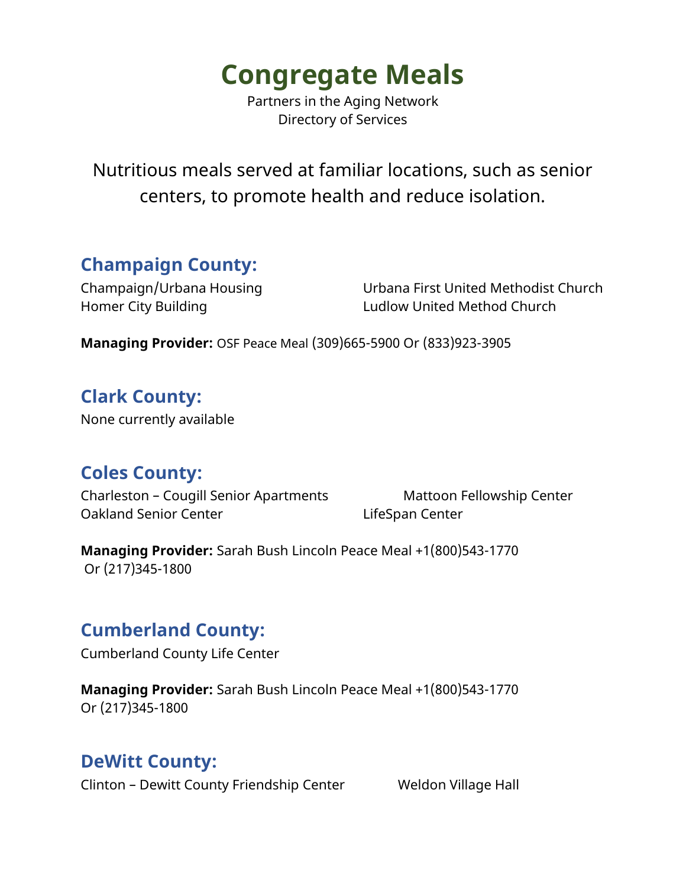# Congregate Meals

Partners in the Aging Network
Directory of Services

Nutritious meals served at familiar locations, such as senior centers, to promote health and reduce isolation.

## Champaign County:

Champaign/Urbana Housing
Homer City Building
Urbana First United Methodist Church
Ludlow United Method Church

**Managing Provider:** OSF Peace Meal (309)665-5900 Or (833)923-3905

## Clark County:

None currently available

## Coles County:

Charleston – Cougill Senior Apartments
Oakland Senior Center
Mattoon Fellowship Center
LifeSpan Center

**Managing Provider:** Sarah Bush Lincoln Peace Meal +1(800)543-1770 Or (217)345-1800

## Cumberland County:

Cumberland County Life Center

**Managing Provider:** Sarah Bush Lincoln Peace Meal +1(800)543-1770 Or (217)345-1800

## DeWitt County:

Clinton – Dewitt County Friendship Center
Weldon Village Hall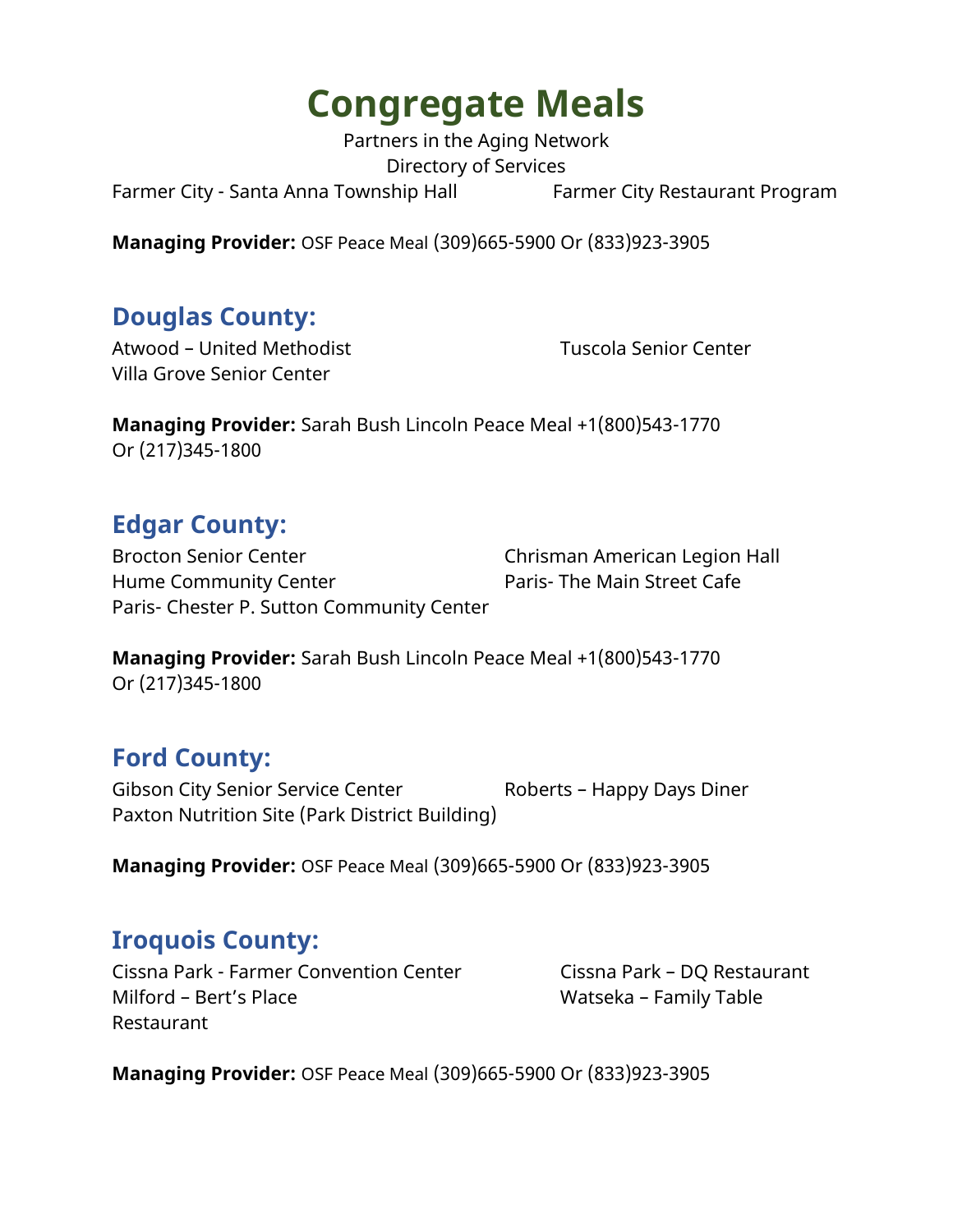# Congregate Meals

Partners in the Aging Network
Directory of Services

Farmer City - Santa Anna Township Hall

Farmer City Restaurant Program

**Managing Provider:** OSF Peace Meal (309)665-5900 Or (833)923-3905

## Douglas County:

Atwood – United Methodist

Tuscola Senior Center

Villa Grove Senior Center

**Managing Provider:** Sarah Bush Lincoln Peace Meal +1(800)543-1770 Or (217)345-1800

## Edgar County:

Brocton Senior Center

Chrisman American Legion Hall

Hume Community Center

Paris- The Main Street Cafe

Paris- Chester P. Sutton Community Center

**Managing Provider:** Sarah Bush Lincoln Peace Meal +1(800)543-1770 Or (217)345-1800

## Ford County:

Gibson City Senior Service Center

Roberts – Happy Days Diner

Paxton Nutrition Site (Park District Building)

**Managing Provider:** OSF Peace Meal (309)665-5900 Or (833)923-3905

## Iroquois County:

Cissna Park - Farmer Convention Center

Cissna Park – DQ Restaurant

Milford – Bert's Place Restaurant

Watseka – Family Table

**Managing Provider:** OSF Peace Meal (309)665-5900 Or (833)923-3905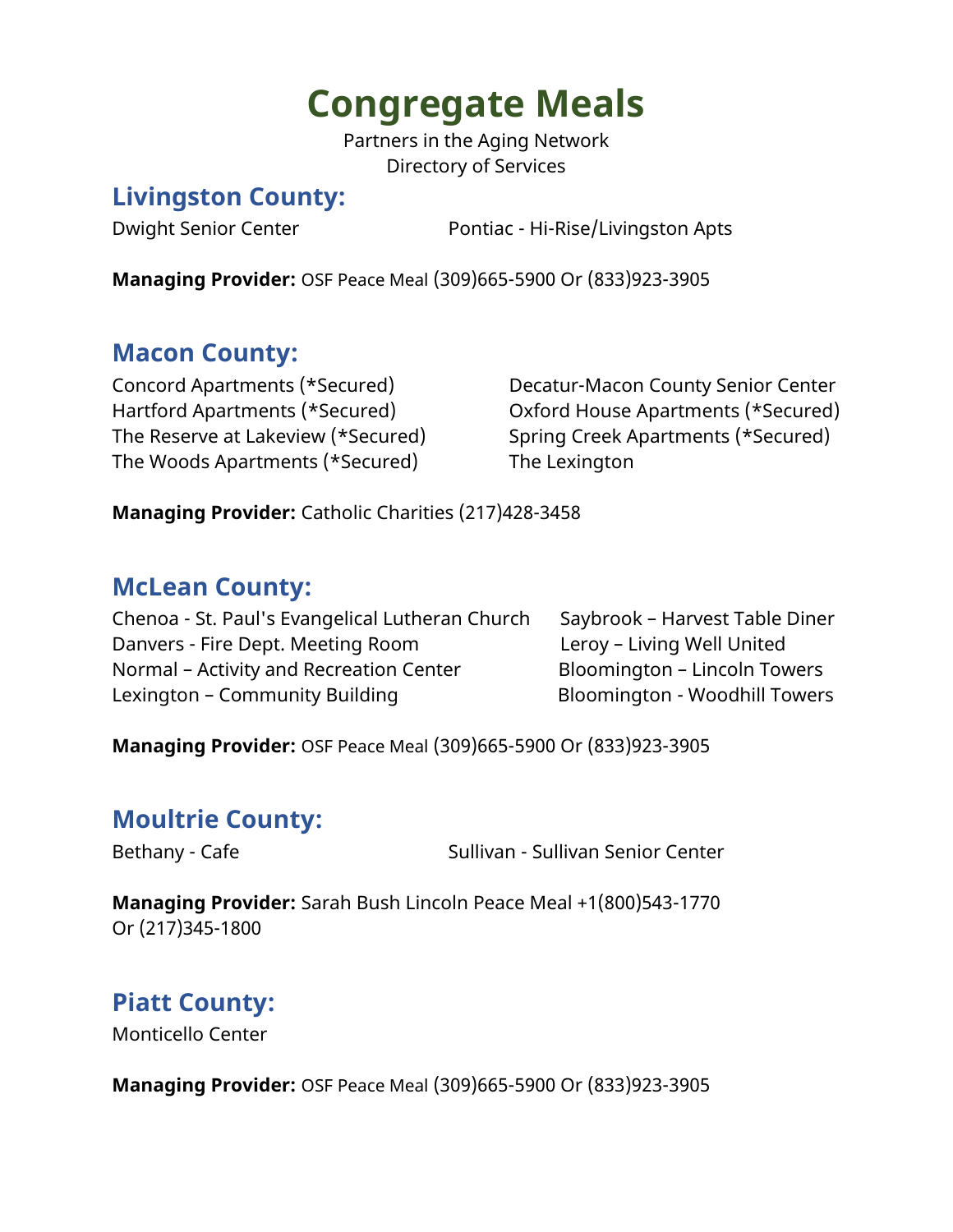# Congregate Meals

Partners in the Aging Network
Directory of Services

## Livingston County:

Dwight Senior Center

Pontiac - Hi-Rise/Livingston Apts

**Managing Provider:** OSF Peace Meal (309)665-5900 Or (833)923-3905

## Macon County:

Concord Apartments (*Secured)
Hartford Apartments (*Secured)
The Reserve at Lakeview (*Secured)
The Woods Apartments (*Secured)
Decatur-Macon County Senior Center
Oxford House Apartments (*Secured)
Spring Creek Apartments (*Secured)
The Lexington

**Managing Provider:** Catholic Charities (217)428-3458

## McLean County:

Chenoa - St. Paul's Evangelical Lutheran Church
Danvers - Fire Dept. Meeting Room
Normal – Activity and Recreation Center
Lexington – Community Building
Saybrook – Harvest Table Diner
Leroy – Living Well United
Bloomington – Lincoln Towers
Bloomington - Woodhill Towers

**Managing Provider:** OSF Peace Meal (309)665-5900 Or (833)923-3905

## Moultrie County:

Bethany - Cafe

Sullivan - Sullivan Senior Center

**Managing Provider:** Sarah Bush Lincoln Peace Meal +1(800)543-1770 Or (217)345-1800

## Piatt County:

Monticello Center

**Managing Provider:** OSF Peace Meal (309)665-5900 Or (833)923-3905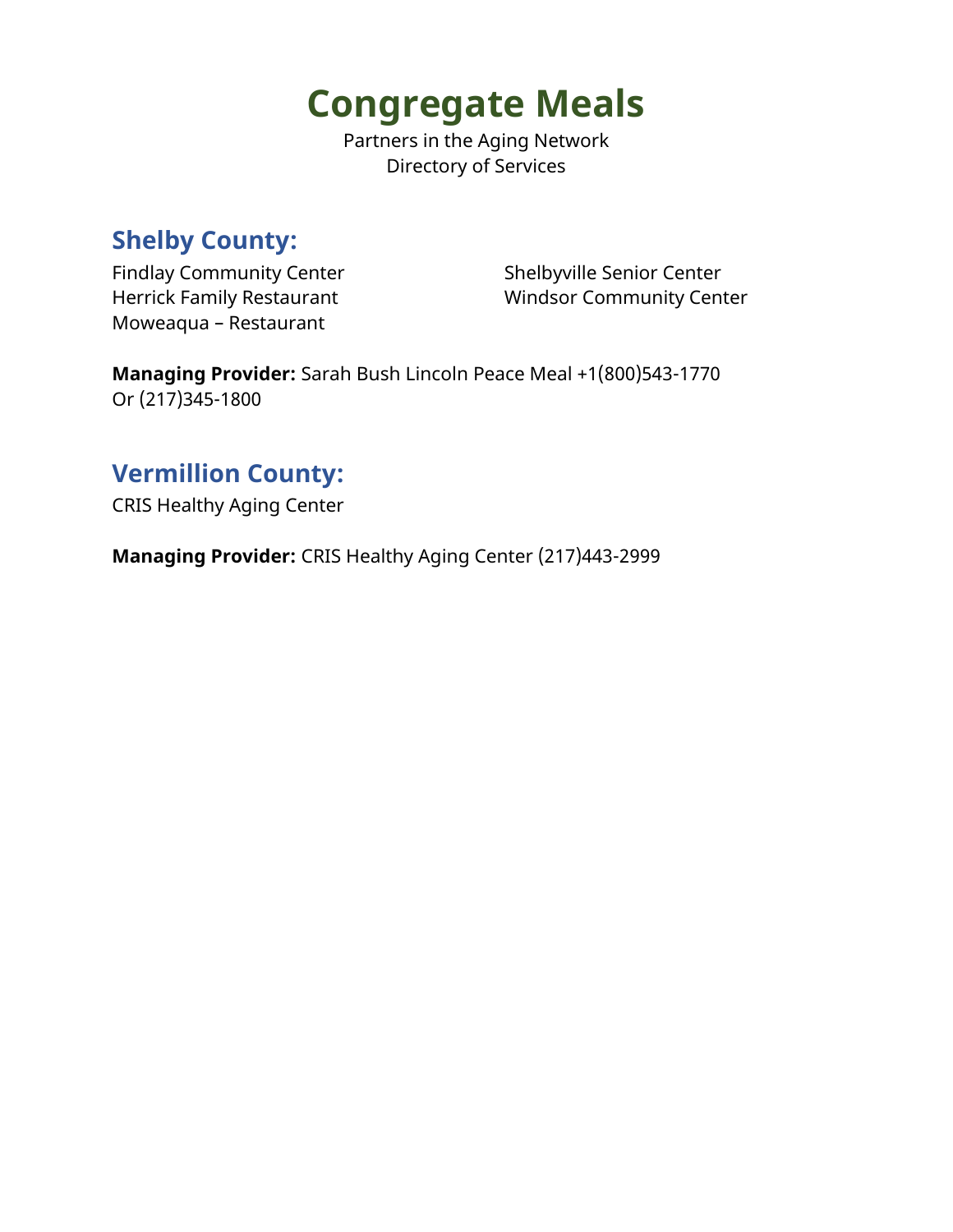# Congregate Meals

Partners in the Aging Network
Directory of Services

## Shelby County:

Findlay Community Center
Herrick Family Restaurant
Moweaqua – Restaurant
Shelbyville Senior Center
Windsor Community Center

**Managing Provider:** Sarah Bush Lincoln Peace Meal +1(800)543-1770
Or (217)345-1800

## Vermillion County:

CRIS Healthy Aging Center

**Managing Provider:** CRIS Healthy Aging Center (217)443-2999